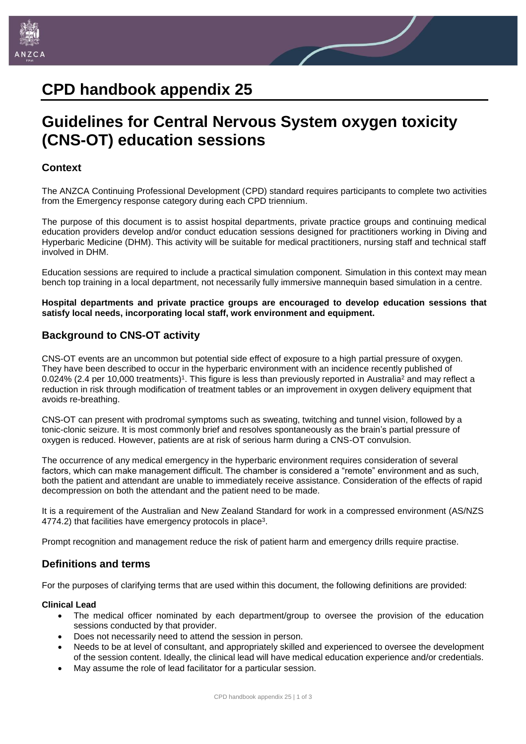# CPD handbook appendix 25

# Guidelines for Central Nervous System oxygen toxicity (CNS-OT) education sessions

## Context

The ANZCA Continuing Professional Development (CPD) standard requires participants to complete two activities from the Emergency response category during each CPD triennium.

The purpose of this document is to assist hospital departments, private practice groups and continuing medical education providers develop and/or conduct education sessions designed for practitioners working in Diving and Hyperbaric Medicine (DHM). This activity will be suitable for medical practitioners, nursing staff and technical staff involved in DHM.

Education sessions are required to include a practical simulation component. Simulation in this context may mean bench top training in a local department, not necessarily fully immersive mannequin based simulation in a centre.

**Hospital departments and private practice groups are encouraged to develop education sessions that satisfy local needs, incorporating local staff, work environment and equipment.**

## Background to CNS-OT activity

CNS-OT events are an uncommon but potential side effect of exposure to a high partial pressure of oxygen. They have been described to occur in the hyperbaric environment with an incidence recently published of 0.024% (2.4 per 10,000 treatments)[1]. This figure is less than previously reported in Australia[2] and may reflect a reduction in risk through modification of treatment tables or an improvement in oxygen delivery equipment that avoids re-breathing.

CNS-OT can present with prodromal symptoms such as sweating, twitching and tunnel vision, followed by a tonic-clonic seizure. It is most commonly brief and resolves spontaneously as the brain's partial pressure of oxygen is reduced. However, patients are at risk of serious harm during a CNS-OT convulsion.

The occurrence of any medical emergency in the hyperbaric environment requires consideration of several factors, which can make management difficult. The chamber is considered a "remote" environment and as such, both the patient and attendant are unable to immediately receive assistance. Consideration of the effects of rapid decompression on both the attendant and the patient need to be made.

It is a requirement of the Australian and New Zealand Standard for work in a compressed environment (AS/NZS 4774.2) that facilities have emergency protocols in place[3].

Prompt recognition and management reduce the risk of patient harm and emergency drills require practise.

## Definitions and terms

For the purposes of clarifying terms that are used within this document, the following definitions are provided:

**Clinical Lead**

- The medical officer nominated by each department/group to oversee the provision of the education sessions conducted by that provider.
- Does not necessarily need to attend the session in person.
- Needs to be at level of consultant, and appropriately skilled and experienced to oversee the development of the session content. Ideally, the clinical lead will have medical education experience and/or credentials.
- May assume the role of lead facilitator for a particular session.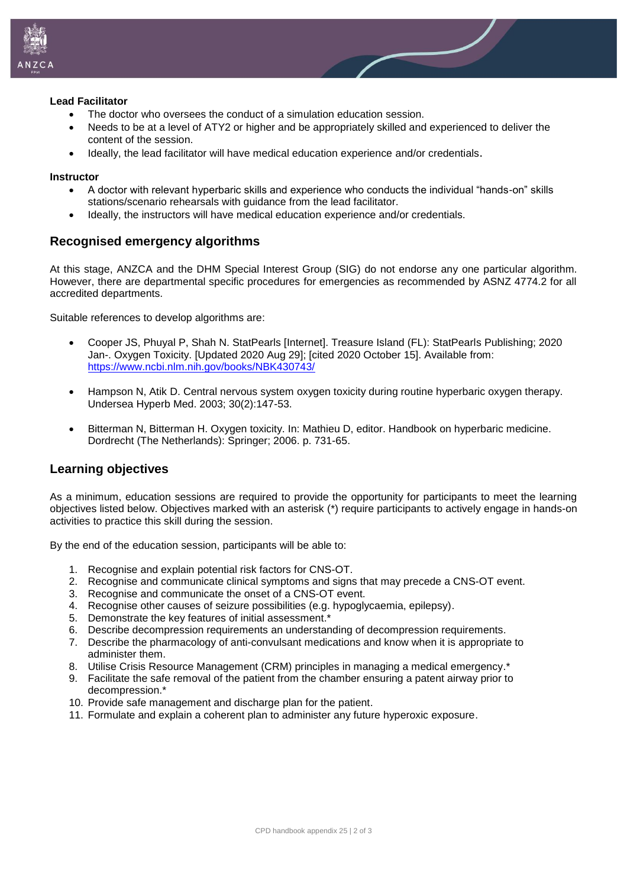**Lead Facilitator**

- The doctor who oversees the conduct of a simulation education session.
- Needs to be at a level of ATY2 or higher and be appropriately skilled and experienced to deliver the content of the session.
- Ideally, the lead facilitator will have medical education experience and/or credentials.

**Instructor**

- A doctor with relevant hyperbaric skills and experience who conducts the individual "hands-on" skills stations/scenario rehearsals with guidance from the lead facilitator.
- Ideally, the instructors will have medical education experience and/or credentials.

## Recognised emergency algorithms

At this stage, ANZCA and the DHM Special Interest Group (SIG) do not endorse any one particular algorithm. However, there are departmental specific procedures for emergencies as recommended by ASNZ 4774.2 for all accredited departments.

Suitable references to develop algorithms are:

- Cooper JS, Phuyal P, Shah N. StatPearls [Internet]. Treasure Island (FL): StatPearls Publishing; 2020 Jan-. Oxygen Toxicity. [Updated 2020 Aug 29]; [cited 2020 October 15]. Available from: https://www.ncbi.nlm.nih.gov/books/NBK430743/

- Hampson N, Atik D. Central nervous system oxygen toxicity during routine hyperbaric oxygen therapy. Undersea Hyperb Med. 2003; 30(2):147-53.

- Bitterman N, Bitterman H. Oxygen toxicity. In: Mathieu D, editor. Handbook on hyperbaric medicine. Dordrecht (The Netherlands): Springer; 2006. p. 731-65.

## Learning objectives

As a minimum, education sessions are required to provide the opportunity for participants to meet the learning objectives listed below. Objectives marked with an asterisk (*) require participants to actively engage in hands-on activities to practice this skill during the session.

By the end of the education session, participants will be able to:

1. Recognise and explain potential risk factors for CNS-OT.
2. Recognise and communicate clinical symptoms and signs that may precede a CNS-OT event.
3. Recognise and communicate the onset of a CNS-OT event.
4. Recognise other causes of seizure possibilities (e.g. hypoglycaemia, epilepsy).
5. Demonstrate the key features of initial assessment.*
6. Describe decompression requirements an understanding of decompression requirements.
7. Describe the pharmacology of anti-convulsant medications and know when it is appropriate to administer them.
8. Utilise Crisis Resource Management (CRM) principles in managing a medical emergency.*
9. Facilitate the safe removal of the patient from the chamber ensuring a patent airway prior to decompression.*
10. Provide safe management and discharge plan for the patient.
11. Formulate and explain a coherent plan to administer any future hyperoxic exposure.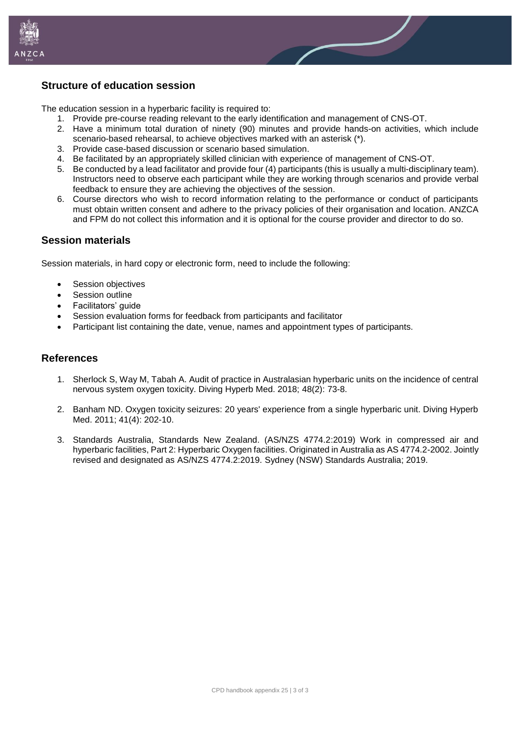## Structure of education session

The education session in a hyperbaric facility is required to:

1. Provide pre-course reading relevant to the early identification and management of CNS-OT.
2. Have a minimum total duration of ninety (90) minutes and provide hands-on activities, which include scenario-based rehearsal, to achieve objectives marked with an asterisk (*).
3. Provide case-based discussion or scenario based simulation.
4. Be facilitated by an appropriately skilled clinician with experience of management of CNS-OT.
5. Be conducted by a lead facilitator and provide four (4) participants (this is usually a multi-disciplinary team). Instructors need to observe each participant while they are working through scenarios and provide verbal feedback to ensure they are achieving the objectives of the session.
6. Course directors who wish to record information relating to the performance or conduct of participants must obtain written consent and adhere to the privacy policies of their organisation and location. ANZCA and FPM do not collect this information and it is optional for the course provider and director to do so.

## Session materials

Session materials, in hard copy or electronic form, need to include the following:

- Session objectives
- Session outline
- Facilitators' guide
- Session evaluation forms for feedback from participants and facilitator
- Participant list containing the date, venue, names and appointment types of participants.

## References

1. Sherlock S, Way M, Tabah A. Audit of practice in Australasian hyperbaric units on the incidence of central nervous system oxygen toxicity. Diving Hyperb Med. 2018; 48(2): 73-8.

2. Banham ND. Oxygen toxicity seizures: 20 years' experience from a single hyperbaric unit. Diving Hyperb Med. 2011; 41(4): 202-10.

3. Standards Australia, Standards New Zealand. (AS/NZS 4774.2:2019) Work in compressed air and hyperbaric facilities, Part 2: Hyperbaric Oxygen facilities. Originated in Australia as AS 4774.2-2002. Jointly revised and designated as AS/NZS 4774.2:2019. Sydney (NSW) Standards Australia; 2019.